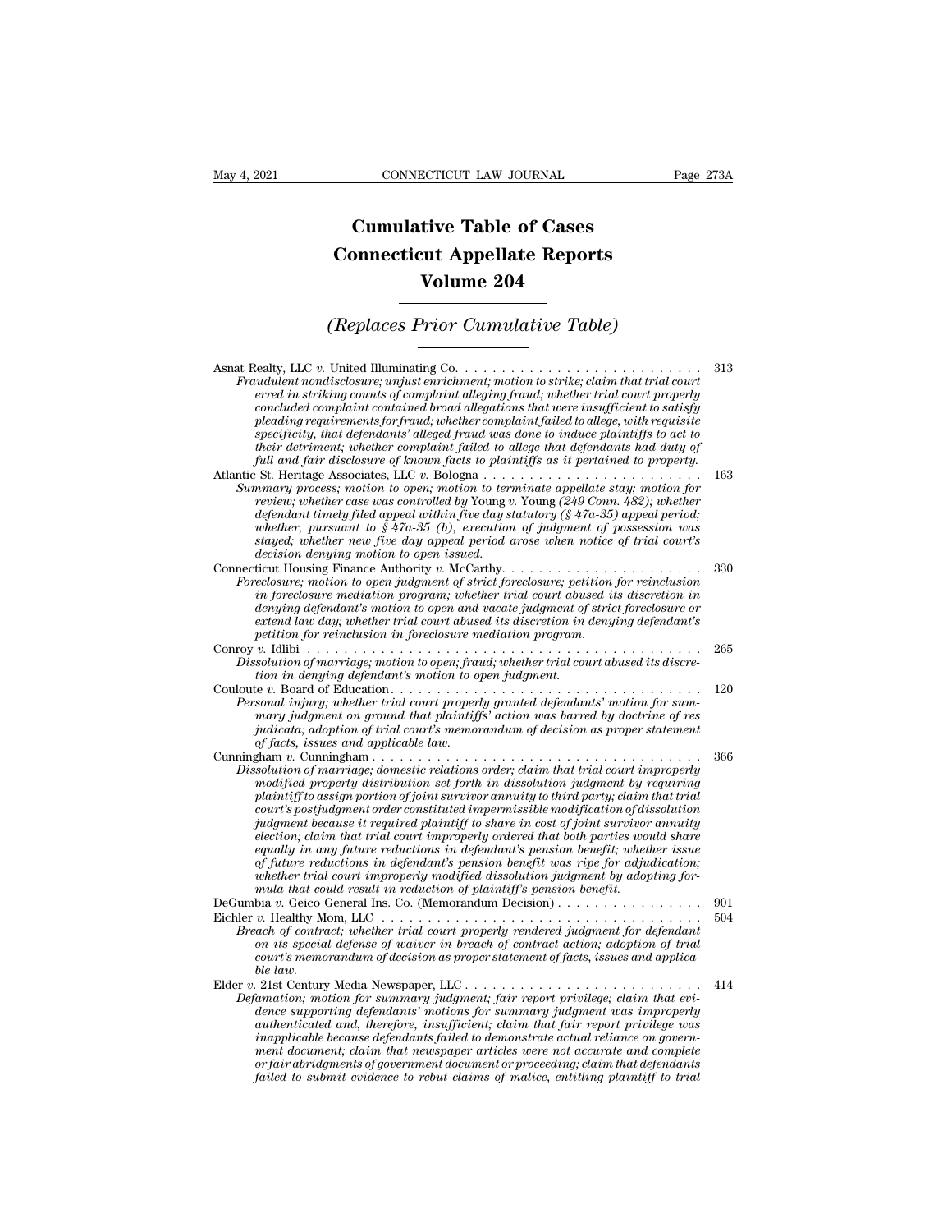# Cumulative Table of Cases
# Connecticut Appellate Reports
# Volume 204

## *(Replaces Prior Cumulative Table)*

Asnat Realty, LLC *v.* United Illuminating Co. . . . . . . . . . . . . . . . . . . . . . . . . . . 313
*Fraudulent nondisclosure; unjust enrichment; motion to strike; claim that trial court erred in striking counts of complaint alleging fraud; whether trial court properly concluded complaint contained broad allegations that were insufficient to satisfy pleading requirements for fraud; whether complaint failed to allege, with requisite specificity, that defendants' alleged fraud was done to induce plaintiffs to act to their detriment; whether complaint failed to allege that defendants had duty of full and fair disclosure of known facts to plaintiffs as it pertained to property.*

Atlantic St. Heritage Associates, LLC *v.* Bologna . . . . . . . . . . . . . . . . . . . . . . . . 163
*Summary process; motion to open; motion to terminate appellate stay; motion for review; whether case was controlled by* Young *v.* Young *(249 Conn. 482); whether defendant timely filed appeal within five day statutory (§ 47a-35) appeal period; whether, pursuant to § 47a-35 (b), execution of judgment of possession was stayed; whether new five day appeal period arose when notice of trial court's decision denying motion to open issued.*

Connecticut Housing Finance Authority *v.* McCarthy. . . . . . . . . . . . . . . . . . . . . . 330
*Foreclosure; motion to open judgment of strict foreclosure; petition for reinclusion in foreclosure mediation program; whether trial court abused its discretion in denying defendant's motion to open and vacate judgment of strict foreclosure or extend law day; whether trial court abused its discretion in denying defendant's petition for reinclusion in foreclosure mediation program.*

Conroy *v.* Idlibi . . . . . . . . . . . . . . . . . . . . . . . . . . . . . . . . . . . . . . . . . . . 265
*Dissolution of marriage; motion to open; fraud; whether trial court abused its discretion in denying defendant's motion to open judgment.*

Couloute *v.* Board of Education. . . . . . . . . . . . . . . . . . . . . . . . . . . . . . . . . . 120
*Personal injury; whether trial court properly granted defendants' motion for summary judgment on ground that plaintiffs' action was barred by doctrine of res judicata; adoption of trial court's memorandum of decision as proper statement of facts, issues and applicable law.*

Cunningham *v.* Cunningham . . . . . . . . . . . . . . . . . . . . . . . . . . . . . . . . . . . . 366
*Dissolution of marriage; domestic relations order; claim that trial court improperly modified property distribution set forth in dissolution judgment by requiring plaintiff to assign portion of joint survivor annuity to third party; claim that trial court's postjudgment order constituted impermissible modification of dissolution judgment because it required plaintiff to share in cost of joint survivor annuity election; claim that trial court improperly ordered that both parties would share equally in any future reductions in defendant's pension benefit; whether issue of future reductions in defendant's pension benefit was ripe for adjudication; whether trial court improperly modified dissolution judgment by adopting formula that could result in reduction of plaintiff's pension benefit.*

DeGumbia *v.* Geico General Ins. Co. (Memorandum Decision) . . . . . . . . . . . . . . . . 901

Eichler *v.* Healthy Mom, LLC . . . . . . . . . . . . . . . . . . . . . . . . . . . . . . . . . . . 504
*Breach of contract; whether trial court properly rendered judgment for defendant on its special defense of waiver in breach of contract action; adoption of trial court's memorandum of decision as proper statement of facts, issues and applicable law.*

Elder *v.* 21st Century Media Newspaper, LLC . . . . . . . . . . . . . . . . . . . . . . . . . . 414
*Defamation; motion for summary judgment; fair report privilege; claim that evidence supporting defendants' motions for summary judgment was improperly authenticated and, therefore, insufficient; claim that fair report privilege was inapplicable because defendants failed to demonstrate actual reliance on government document; claim that newspaper articles were not accurate and complete or fair abridgments of government document or proceeding; claim that defendants failed to submit evidence to rebut claims of malice, entitling plaintiff to trial*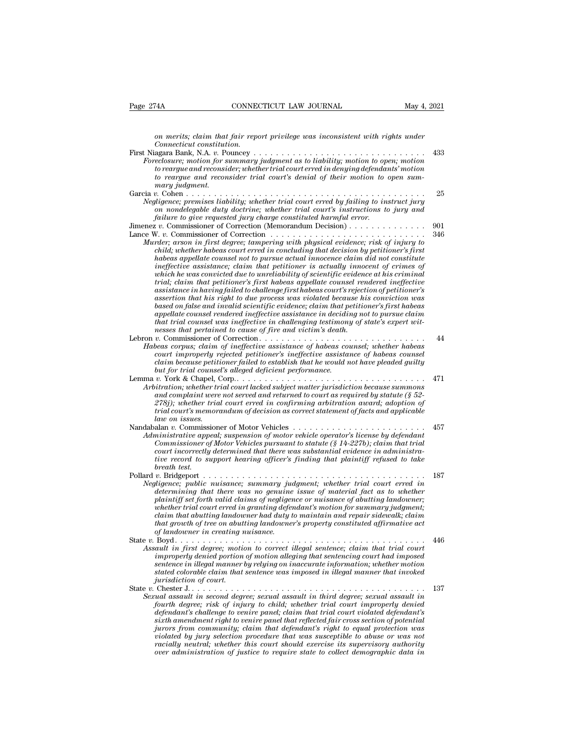*on merits; claim that fair report privilege was inconsistent with rights under Connecticut constitution.*

First Niagara Bank, N.A. *v.* Pouncey . . . . . . . . . . . . . . . . . . . . . . . . . . . . . . . . 433
*Foreclosure; motion for summary judgment as to liability; motion to open; motion to reargue and reconsider; whether trial court erred in denying defendants' motion to reargue and reconsider trial court's denial of their motion to open summary judgment.*

Garcia *v.* Cohen . . . . . . . . . . . . . . . . . . . . . . . . . . . . . . . . . . . . . . . . . . 25
*Negligence; premises liability; whether trial court erred by failing to instruct jury on nondelegable duty doctrine; whether trial court's instructions to jury and failure to give requested jury charge constituted harmful error.*

Jimenez *v.* Commissioner of Correction (Memorandum Decision) . . . . . . . . . . . . . 901

Lance W. *v.* Commissioner of Correction . . . . . . . . . . . . . . . . . . . . . . . . . . . 346
*Murder; arson in first degree; tampering with physical evidence; risk of injury to child; whether habeas court erred in concluding that decision by petitioner's first habeas appellate counsel not to pursue actual innocence claim did not constitute ineffective assistance; claim that petitioner is actually innocent of crimes of which he was convicted due to unreliability of scientific evidence at his criminal trial; claim that petitioner's first habeas appellate counsel rendered ineffective assistance in having failed to challenge first habeas court's rejection of petitioner's assertion that his right to due process was violated because his conviction was based on false and invalid scientific evidence; claim that petitioner's first habeas appellate counsel rendered ineffective assistance in deciding not to pursue claim that trial counsel was ineffective in challenging testimony of state's expert witnesses that pertained to cause of fire and victim's death.*

Lebron *v.* Commissioner of Correction . . . . . . . . . . . . . . . . . . . . . . . . . . . . . 44
*Habeas corpus; claim of ineffective assistance of habeas counsel; whether habeas court improperly rejected petitioner's ineffective assistance of habeas counsel claim because petitioner failed to establish that he would not have pleaded guilty but for trial counsel's alleged deficient performance.*

Lemma *v.* York & Chapel, Corp.. . . . . . . . . . . . . . . . . . . . . . . . . . . . . . . . . 471
*Arbitration; whether trial court lacked subject matter jurisdiction because summons and complaint were not served and returned to court as required by statute (§ 52-278j); whether trial court erred in confirming arbitration award; adoption of trial court's memorandum of decision as correct statement of facts and applicable law on issues.*

Nandabalan *v.* Commissioner of Motor Vehicles . . . . . . . . . . . . . . . . . . . . . . . 457
*Administrative appeal; suspension of motor vehicle operator's license by defendant Commissioner of Motor Vehicles pursuant to statute (§ 14-227b); claim that trial court incorrectly determined that there was substantial evidence in administrative record to support hearing officer's finding that plaintiff refused to take breath test.*

Pollard *v.* Bridgeport . . . . . . . . . . . . . . . . . . . . . . . . . . . . . . . . . . . . . . 187
*Negligence; public nuisance; summary judgment; whether trial court erred in determining that there was no genuine issue of material fact as to whether plaintiff set forth valid claims of negligence or nuisance of abutting landowner; whether trial court erred in granting defendant's motion for summary judgment; claim that abutting landowner had duty to maintain and repair sidewalk; claim that growth of tree on abutting landowner's property constituted affirmative act of landowner in creating nuisance.*

State *v.* Boyd. . . . . . . . . . . . . . . . . . . . . . . . . . . . . . . . . . . . . . . . . . . 446
*Assault in first degree; motion to correct illegal sentence; claim that trial court improperly denied portion of motion alleging that sentencing court had imposed sentence in illegal manner by relying on inaccurate information; whether motion stated colorable claim that sentence was imposed in illegal manner that invoked jurisdiction of court.*

State *v.* Chester J.. . . . . . . . . . . . . . . . . . . . . . . . . . . . . . . . . . . . . . . . 137
*Sexual assault in second degree; sexual assault in third degree; sexual assault in fourth degree; risk of injury to child; whether trial court improperly denied defendant's challenge to venire panel; claim that trial court violated defendant's sixth amendment right to venire panel that reflected fair cross section of potential jurors from community; claim that defendant's right to equal protection was violated by jury selection procedure that was susceptible to abuse or was not racially neutral; whether this court should exercise its supervisory authority over administration of justice to require state to collect demographic data in*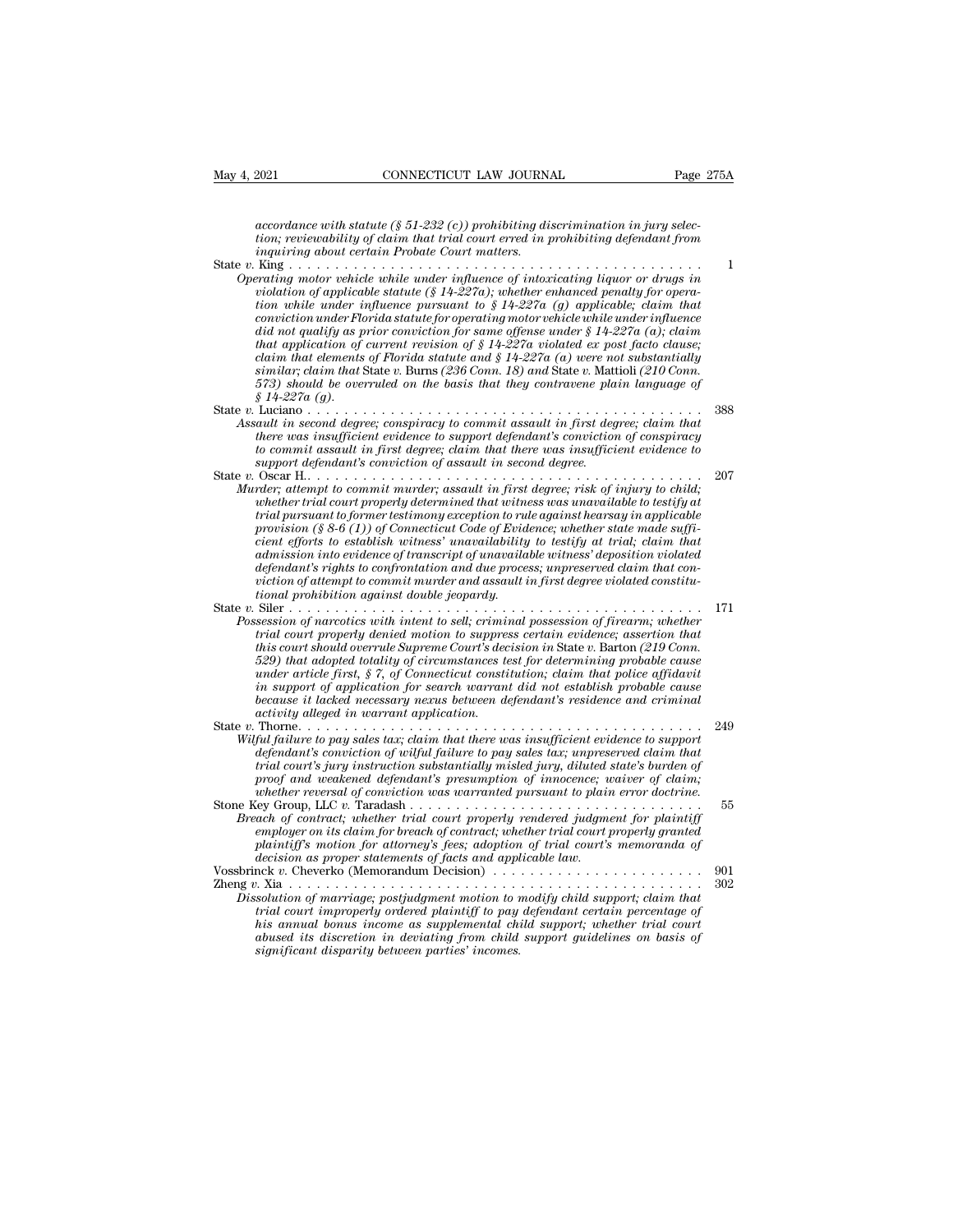*accordance with statute (§ 51-232 (c)) prohibiting discrimination in jury selection; reviewability of claim that trial court erred in prohibiting defendant from inquiring about certain Probate Court matters.*

State *v.* King . . . . . . . . . . . . . . . . . . . . . . . . . . . . . . . . . . . . . . . . . . . . . 1

*Operating motor vehicle while under influence of intoxicating liquor or drugs in violation of applicable statute (§ 14-227a); whether enhanced penalty for operation while under influence pursuant to § 14-227a (g) applicable; claim that conviction under Florida statute for operating motor vehicle while under influence did not qualify as prior conviction for same offense under § 14-227a (a); claim that application of current revision of § 14-227a violated ex post facto clause; claim that elements of Florida statute and § 14-227a (a) were not substantially similar; claim that* State *v.* Burns *(236 Conn. 18) and* State *v.* Mattioli *(210 Conn. 573) should be overruled on the basis that they contravene plain language of § 14-227a (g).*

State *v.* Luciano . . . . . . . . . . . . . . . . . . . . . . . . . . . . . . . . . . . . . . . . . . . 388

*Assault in second degree; conspiracy to commit assault in first degree; claim that there was insufficient evidence to support defendant's conviction of conspiracy to commit assault in first degree; claim that there was insufficient evidence to support defendant's conviction of assault in second degree.*

State *v.* Oscar H.. . . . . . . . . . . . . . . . . . . . . . . . . . . . . . . . . . . . . . . . . . . 207

*Murder; attempt to commit murder; assault in first degree; risk of injury to child; whether trial court properly determined that witness was unavailable to testify at trial pursuant to former testimony exception to rule against hearsay in applicable provision (§ 8-6 (1)) of Connecticut Code of Evidence; whether state made sufficient efforts to establish witness' unavailability to testify at trial; claim that admission into evidence of transcript of unavailable witness' deposition violated defendant's rights to confrontation and due process; unpreserved claim that conviction of attempt to commit murder and assault in first degree violated constitutional prohibition against double jeopardy.*

State *v.* Siler . . . . . . . . . . . . . . . . . . . . . . . . . . . . . . . . . . . . . . . . . . . . . 171

*Possession of narcotics with intent to sell; criminal possession of firearm; whether trial court properly denied motion to suppress certain evidence; assertion that this court should overrule Supreme Court's decision in* State *v.* Barton *(219 Conn. 529) that adopted totality of circumstances test for determining probable cause under article first, § 7, of Connecticut constitution; claim that police affidavit in support of application for search warrant did not establish probable cause because it lacked necessary nexus between defendant's residence and criminal activity alleged in warrant application.*

State *v.* Thorne. . . . . . . . . . . . . . . . . . . . . . . . . . . . . . . . . . . . . . . . . . . . 249

*Wilful failure to pay sales tax; claim that there was insufficient evidence to support defendant's conviction of wilful failure to pay sales tax; unpreserved claim that trial court's jury instruction substantially misled jury, diluted state's burden of proof and weakened defendant's presumption of innocence; waiver of claim; whether reversal of conviction was warranted pursuant to plain error doctrine.*

Stone Key Group, LLC *v.* Taradash . . . . . . . . . . . . . . . . . . . . . . . . . . . . . . . . 55

*Breach of contract; whether trial court properly rendered judgment for plaintiff employer on its claim for breach of contract; whether trial court properly granted plaintiff's motion for attorney's fees; adoption of trial court's memoranda of decision as proper statements of facts and applicable law.*

Vossbrinck *v.* Cheverko (Memorandum Decision) . . . . . . . . . . . . . . . . . . . . . . . 901

Zheng *v.* Xia . . . . . . . . . . . . . . . . . . . . . . . . . . . . . . . . . . . . . . . . . . . . . . 302

*Dissolution of marriage; postjudgment motion to modify child support; claim that trial court improperly ordered plaintiff to pay defendant certain percentage of his annual bonus income as supplemental child support; whether trial court abused its discretion in deviating from child support guidelines on basis of significant disparity between parties' incomes.*